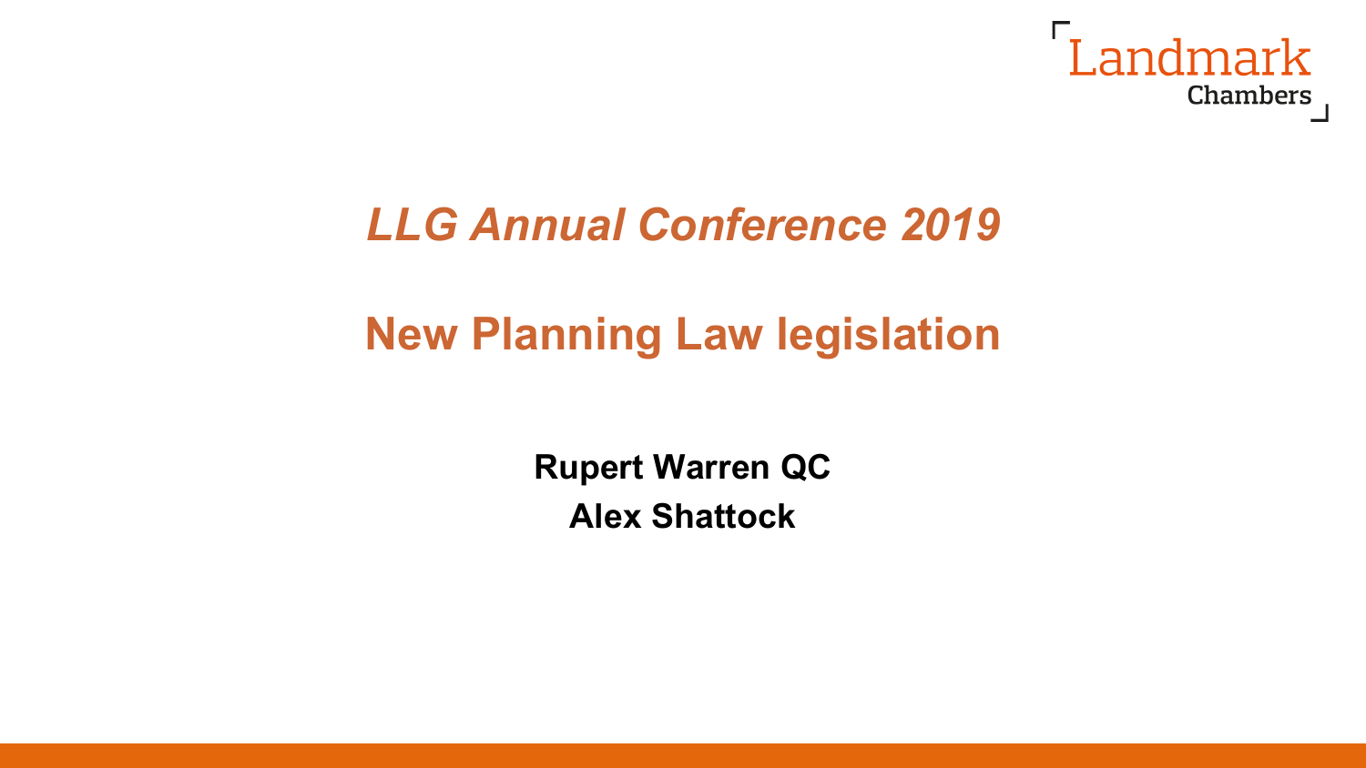Landmark Chambers

# *LLG Annual Conference 2019*

## New Planning Law legislation

**Rupert Warren QC**

**Alex Shattock**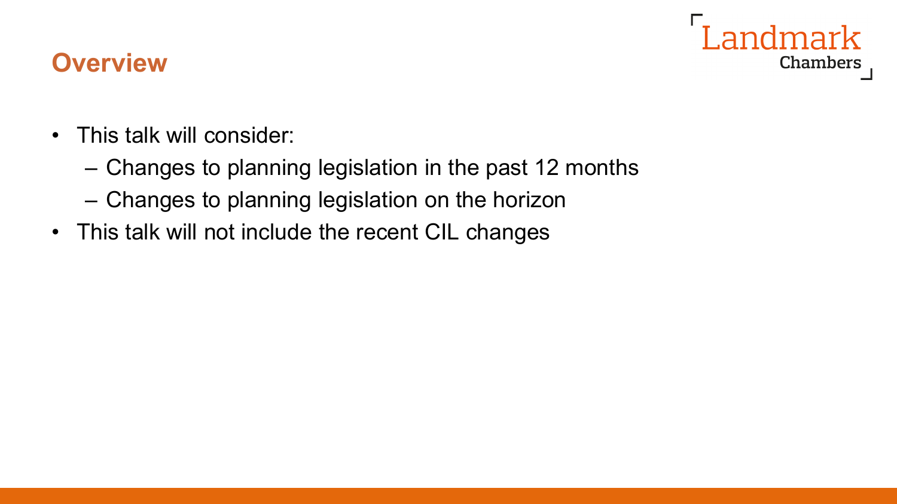## Overview

- This talk will consider:
  - Changes to planning legislation in the past 12 months
  - Changes to planning legislation on the horizon
- This talk will not include the recent CIL changes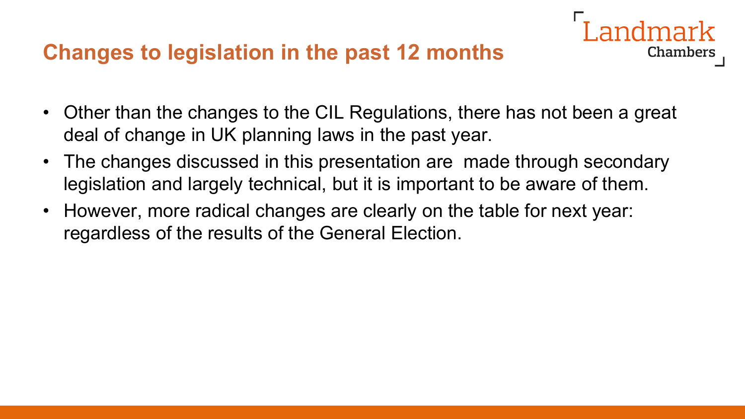## Changes to legislation in the past 12 months

- Other than the changes to the CIL Regulations, there has not been a great deal of change in UK planning laws in the past year.
- The changes discussed in this presentation are  made through secondary legislation and largely technical, but it is important to be aware of them.
- However, more radical changes are clearly on the table for next year: regardless of the results of the General Election.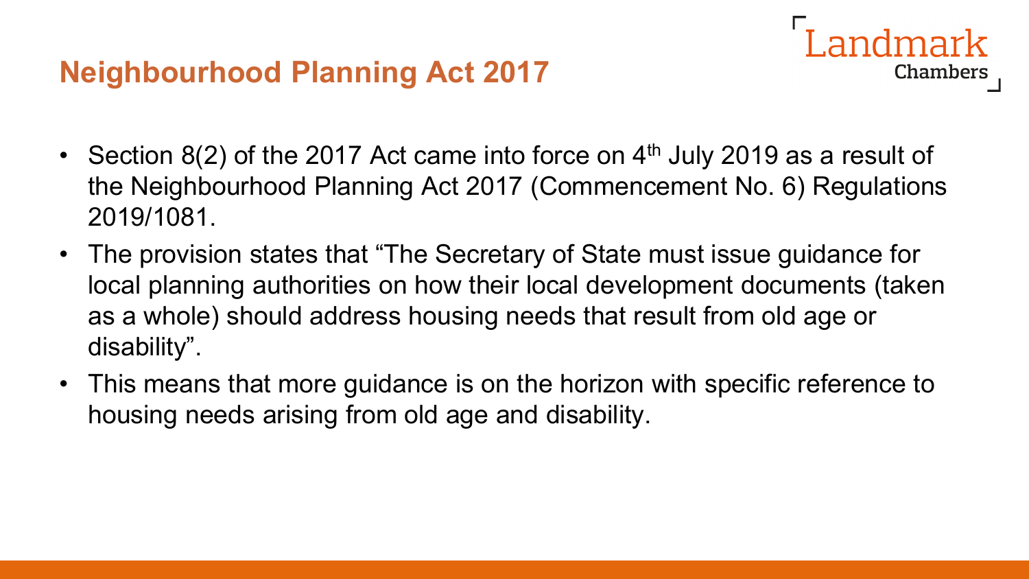# Neighbourhood Planning Act 2017

- Section 8(2) of the 2017 Act came into force on 4th July 2019 as a result of the Neighbourhood Planning Act 2017 (Commencement No. 6) Regulations 2019/1081.
- The provision states that "The Secretary of State must issue guidance for local planning authorities on how their local development documents (taken as a whole) should address housing needs that result from old age or disability".
- This means that more guidance is on the horizon with specific reference to housing needs arising from old age and disability.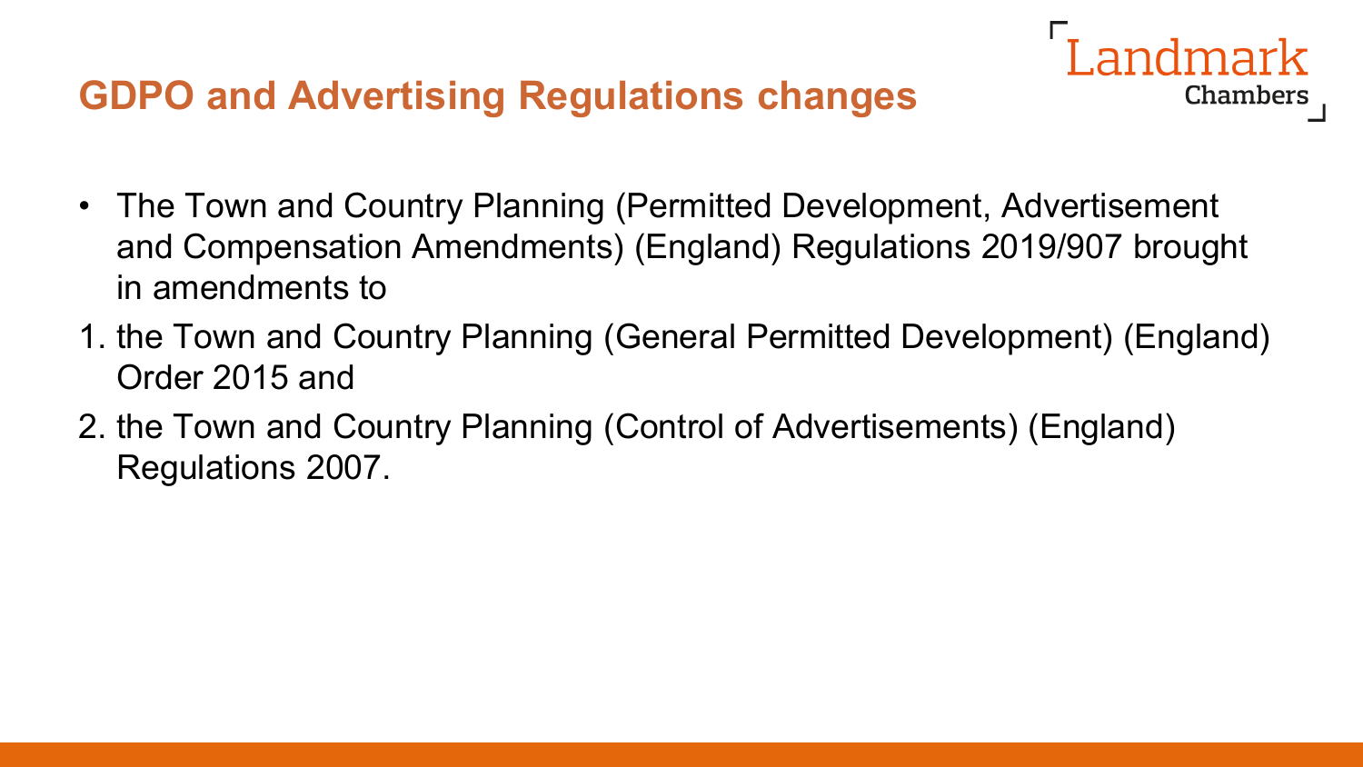## GDPO and Advertising Regulations changes

- The Town and Country Planning (Permitted Development, Advertisement and Compensation Amendments) (England) Regulations 2019/907 brought in amendments to

1. the Town and Country Planning (General Permitted Development) (England) Order 2015 and
2. the Town and Country Planning (Control of Advertisements) (England) Regulations 2007.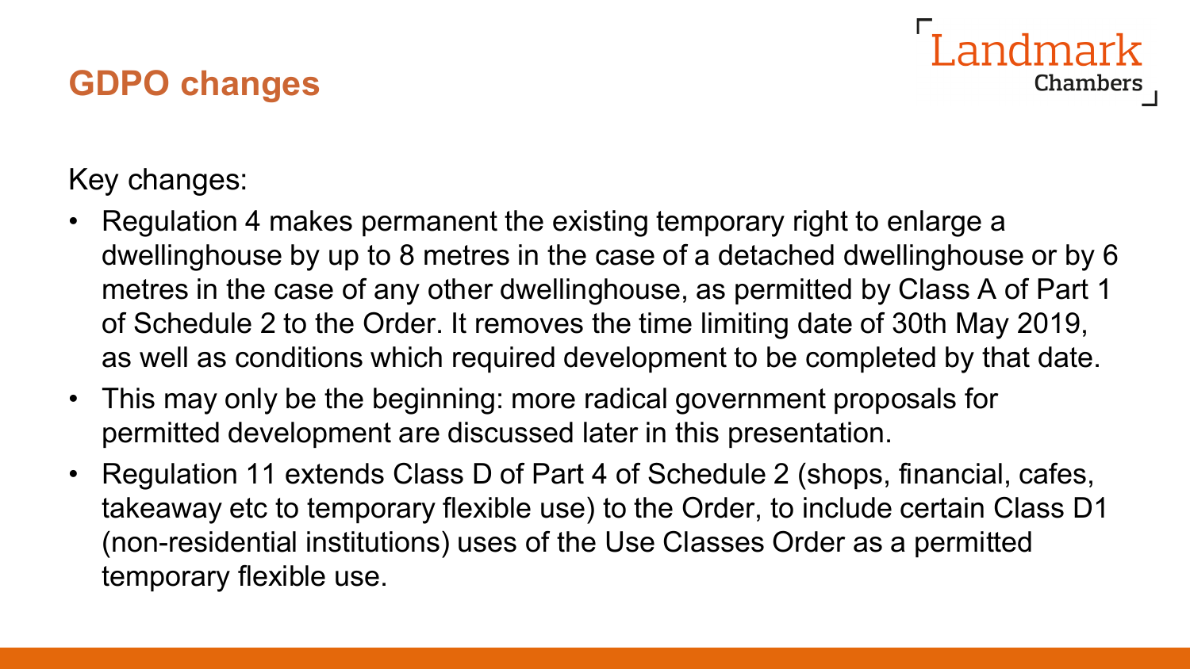## GDPO changes

Key changes:

- Regulation 4 makes permanent the existing temporary right to enlarge a dwellinghouse by up to 8 metres in the case of a detached dwellinghouse or by 6 metres in the case of any other dwellinghouse, as permitted by Class A of Part 1 of Schedule 2 to the Order. It removes the time limiting date of 30th May 2019, as well as conditions which required development to be completed by that date.
- This may only be the beginning: more radical government proposals for permitted development are discussed later in this presentation.
- Regulation 11 extends Class D of Part 4 of Schedule 2 (shops, financial, cafes, takeaway etc to temporary flexible use) to the Order, to include certain Class D1 (non-residential institutions) uses of the Use Classes Order as a permitted temporary flexible use.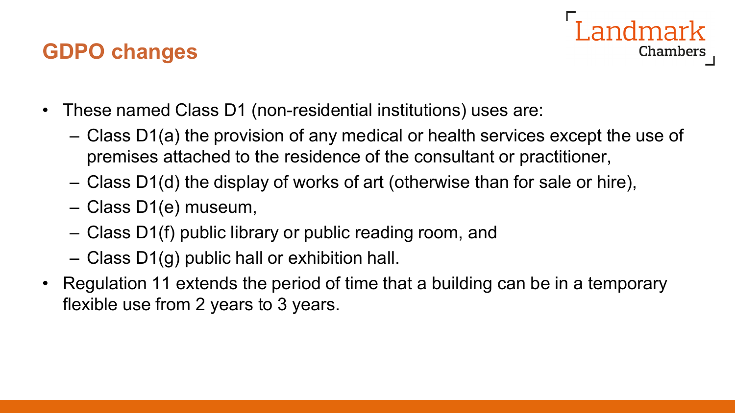## GDPO changes

- These named Class D1 (non-residential institutions) uses are:
  - Class D1(a) the provision of any medical or health services except the use of premises attached to the residence of the consultant or practitioner,
  - Class D1(d) the display of works of art (otherwise than for sale or hire),
  - Class D1(e) museum,
  - Class D1(f) public library or public reading room, and
  - Class D1(g) public hall or exhibition hall.
- Regulation 11 extends the period of time that a building can be in a temporary flexible use from 2 years to 3 years.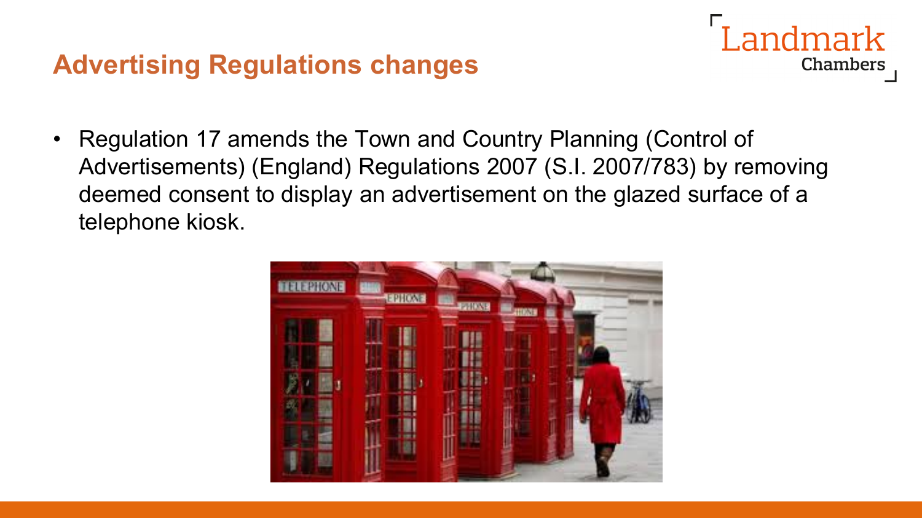## Advertising Regulations changes

- Regulation 17 amends the Town and Country Planning (Control of Advertisements) (England) Regulations 2007 (S.I. 2007/783) by removing deemed consent to display an advertisement on the glazed surface of a telephone kiosk.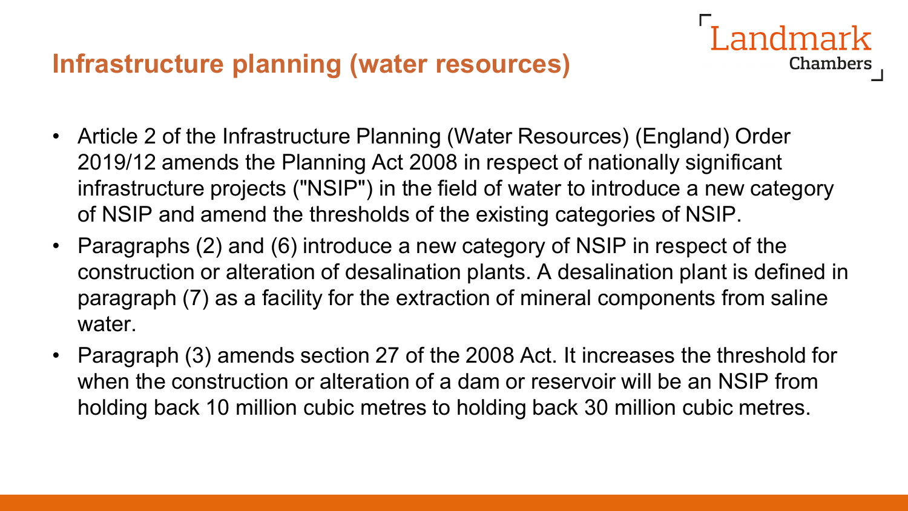## Infrastructure planning (water resources)

- Article 2 of the Infrastructure Planning (Water Resources) (England) Order 2019/12 amends the Planning Act 2008 in respect of nationally significant infrastructure projects ("NSIP") in the field of water to introduce a new category of NSIP and amend the thresholds of the existing categories of NSIP.
- Paragraphs (2) and (6) introduce a new category of NSIP in respect of the construction or alteration of desalination plants. A desalination plant is defined in paragraph (7) as a facility for the extraction of mineral components from saline water.
- Paragraph (3) amends section 27 of the 2008 Act. It increases the threshold for when the construction or alteration of a dam or reservoir will be an NSIP from holding back 10 million cubic metres to holding back 30 million cubic metres.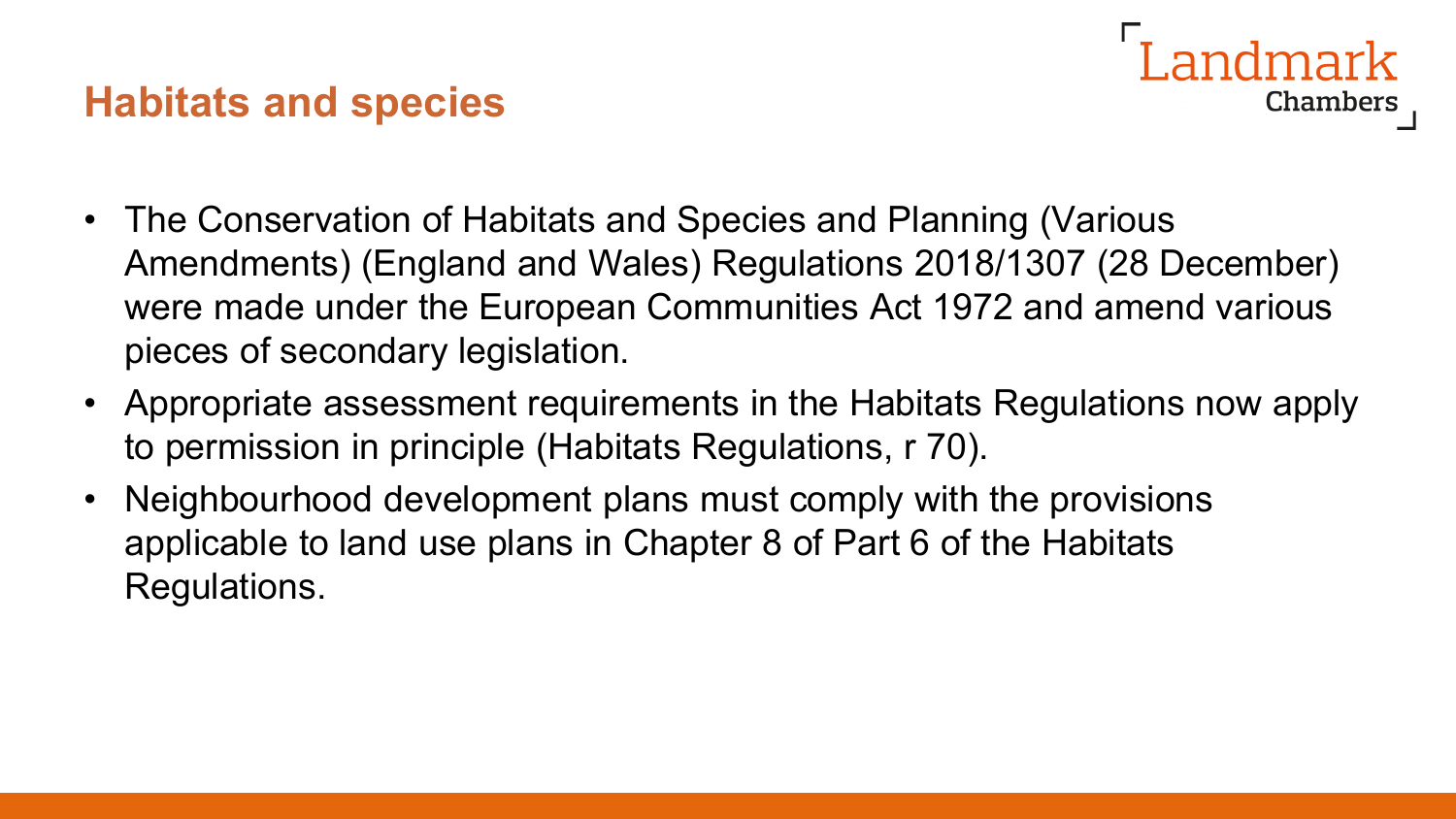## Habitats and species

- The Conservation of Habitats and Species and Planning (Various Amendments) (England and Wales) Regulations 2018/1307 (28 December) were made under the European Communities Act 1972 and amend various pieces of secondary legislation.
- Appropriate assessment requirements in the Habitats Regulations now apply to permission in principle (Habitats Regulations, r 70).
- Neighbourhood development plans must comply with the provisions applicable to land use plans in Chapter 8 of Part 6 of the Habitats Regulations.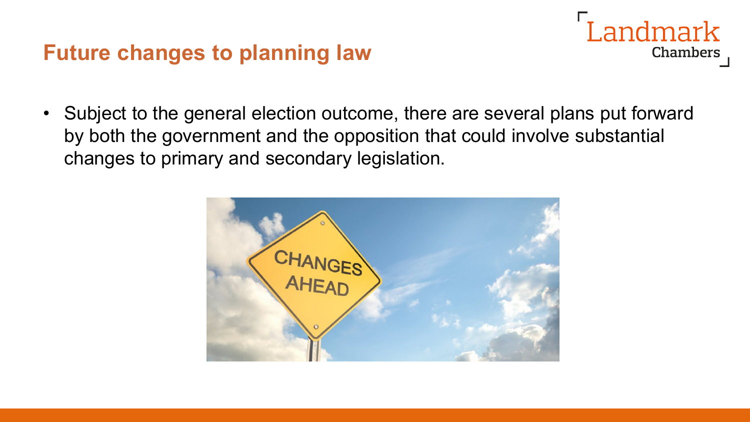## Future changes to planning law

- Subject to the general election outcome, there are several plans put forward by both the government and the opposition that could involve substantial changes to primary and secondary legislation.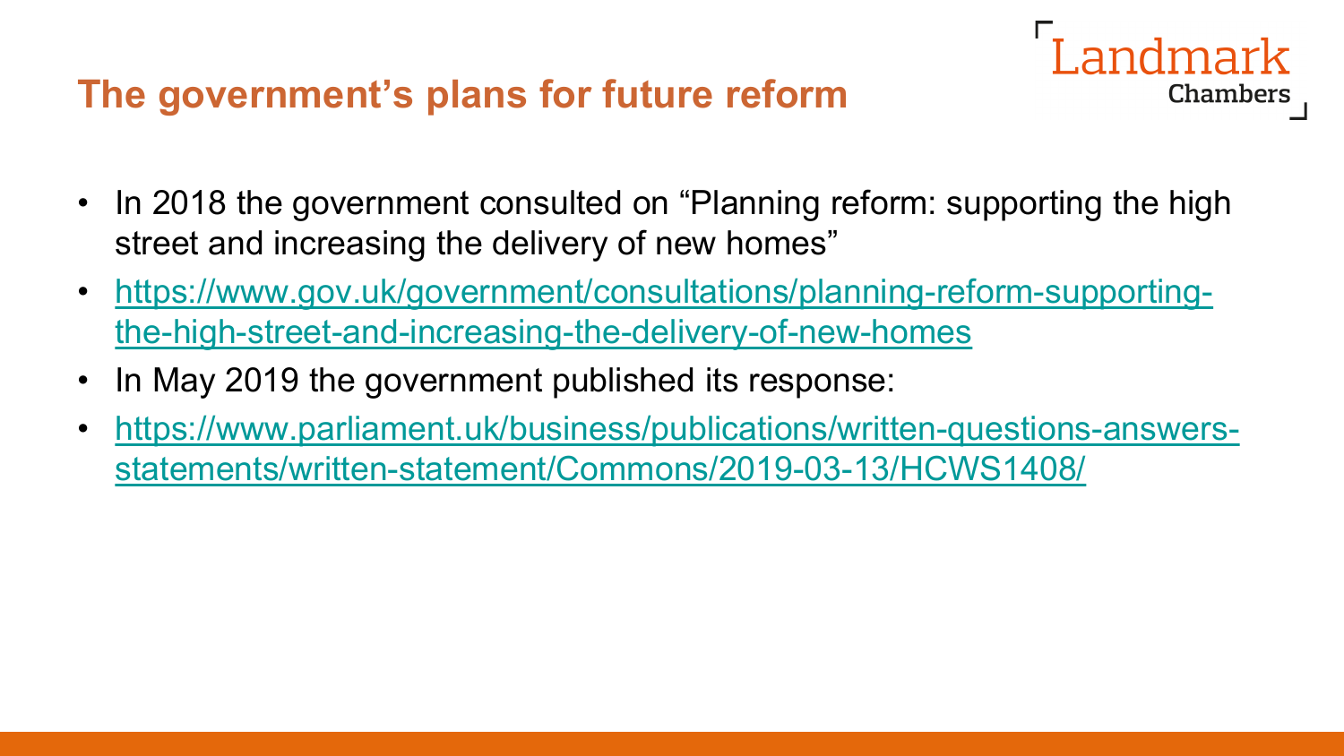## The government's plans for future reform

- In 2018 the government consulted on "Planning reform: supporting the high street and increasing the delivery of new homes"
- https://www.gov.uk/government/consultations/planning-reform-supporting-the-high-street-and-increasing-the-delivery-of-new-homes
- In May 2019 the government published its response:
- https://www.parliament.uk/business/publications/written-questions-answers-statements/written-statement/Commons/2019-03-13/HCWS1408/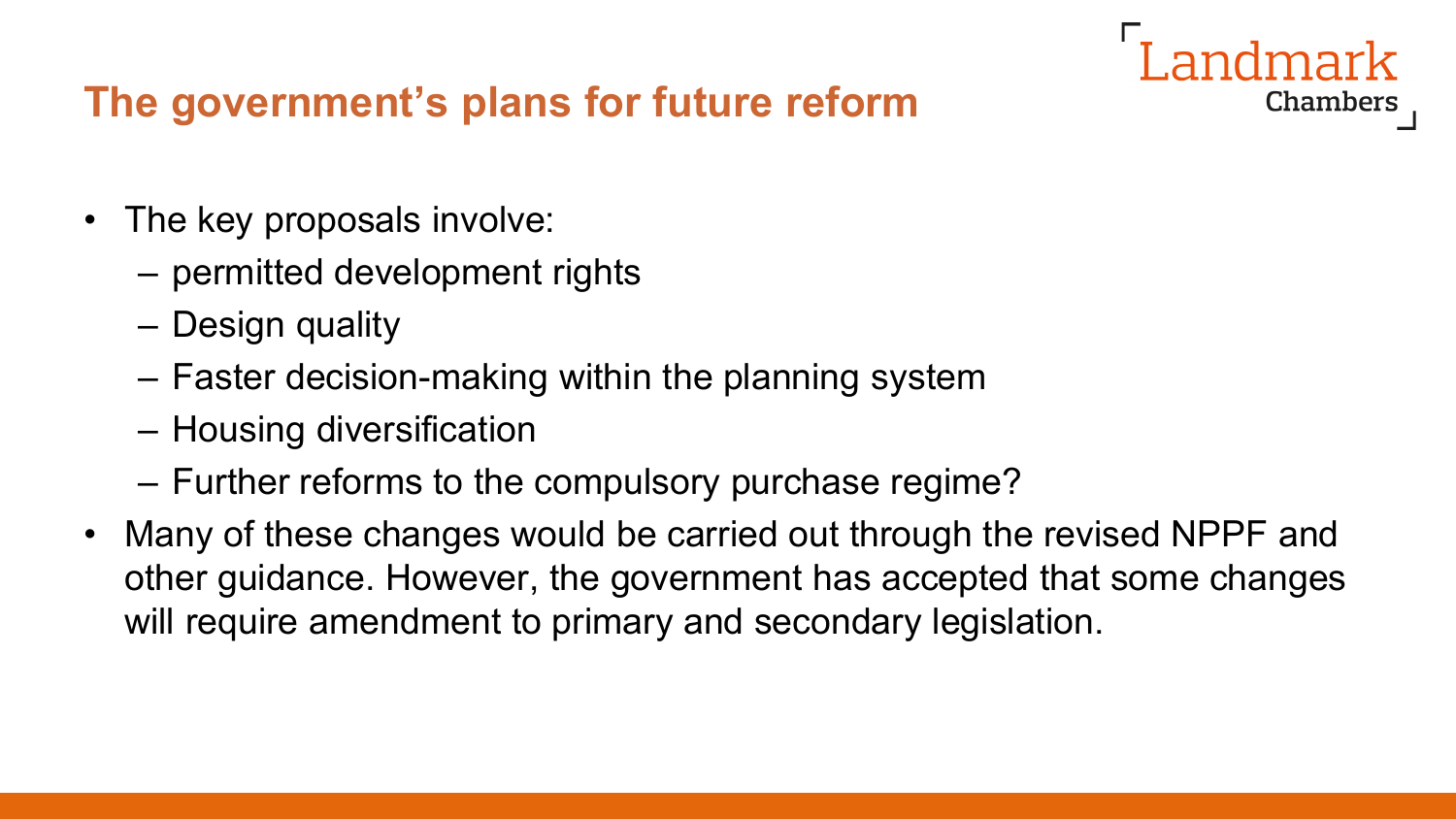## The government's plans for future reform

- The key proposals involve:
  - permitted development rights
  - Design quality
  - Faster decision-making within the planning system
  - Housing diversification
  - Further reforms to the compulsory purchase regime?
- Many of these changes would be carried out through the revised NPPF and other guidance. However, the government has accepted that some changes will require amendment to primary and secondary legislation.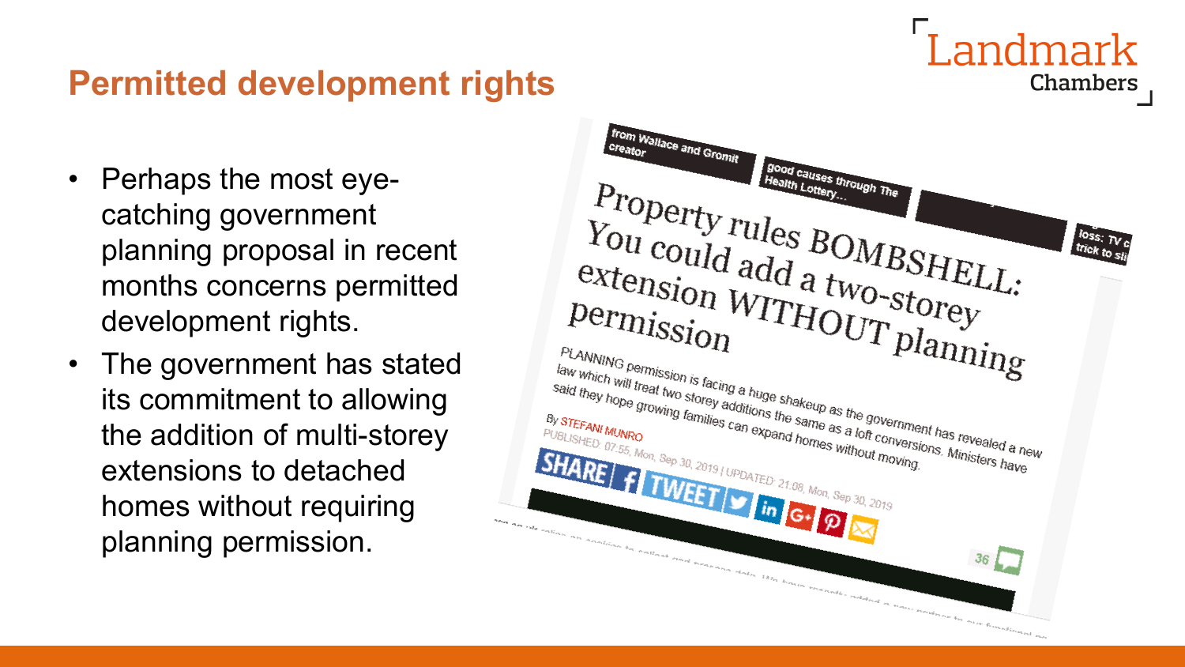## Permitted development rights

- Perhaps the most eye-catching government planning proposal in recent months concerns permitted development rights.
- The government has stated its commitment to allowing the addition of multi-storey extensions to detached homes without requiring planning permission.

Property rules BOMBSHELL: You could add a two-storey extension WITHOUT planning permission

PLANNING permission is facing a huge shakeup as the government has revealed a new law which will treat two storey additions the same as a loft conversions. Ministers have said they hope growing families can expand homes without moving.

By STEFANI MUNRO
PUBLISHED: 07:55, Mon, Sep 30, 2019 | UPDATED: 21:08, Mon, Sep 30, 2019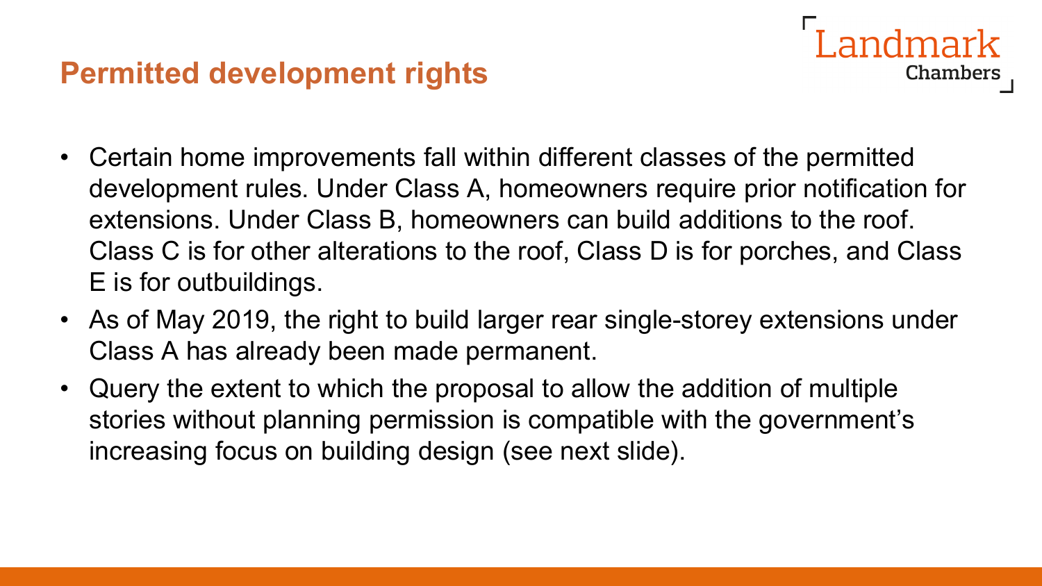## Permitted development rights

- Certain home improvements fall within different classes of the permitted development rules. Under Class A, homeowners require prior notification for extensions. Under Class B, homeowners can build additions to the roof. Class C is for other alterations to the roof, Class D is for porches, and Class E is for outbuildings.
- As of May 2019, the right to build larger rear single-storey extensions under Class A has already been made permanent.
- Query the extent to which the proposal to allow the addition of multiple stories without planning permission is compatible with the government's increasing focus on building design (see next slide).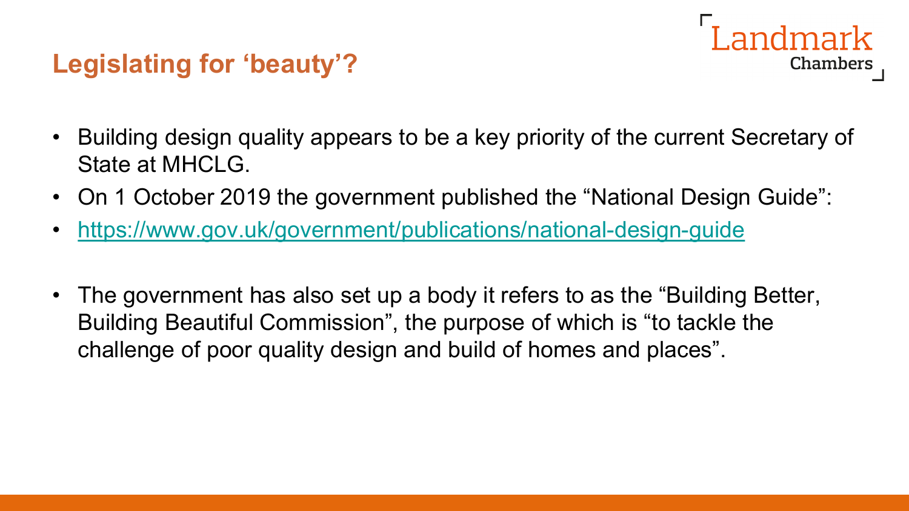## Legislating for 'beauty'?

- Building design quality appears to be a key priority of the current Secretary of State at MHCLG.
- On 1 October 2019 the government published the "National Design Guide":
- https://www.gov.uk/government/publications/national-design-guide

- The government has also set up a body it refers to as the "Building Better, Building Beautiful Commission", the purpose of which is "to tackle the challenge of poor quality design and build of homes and places".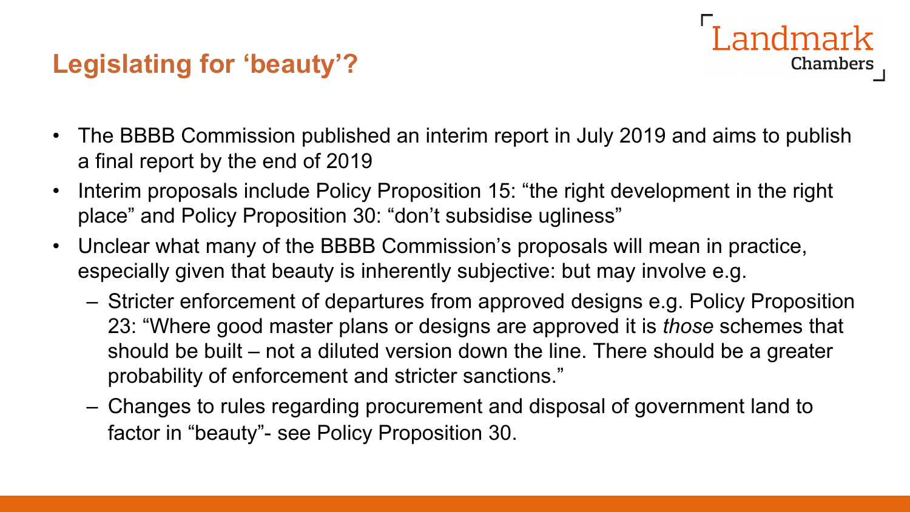## Legislating for 'beauty'?

- The BBBB Commission published an interim report in July 2019 and aims to publish a final report by the end of 2019
- Interim proposals include Policy Proposition 15: "the right development in the right place" and Policy Proposition 30: "don't subsidise ugliness"
- Unclear what many of the BBBB Commission's proposals will mean in practice, especially given that beauty is inherently subjective: but may involve e.g.
  - Stricter enforcement of departures from approved designs e.g. Policy Proposition 23: "Where good master plans or designs are approved it is *those* schemes that should be built – not a diluted version down the line. There should be a greater probability of enforcement and stricter sanctions."
  - Changes to rules regarding procurement and disposal of government land to factor in "beauty"- see Policy Proposition 30.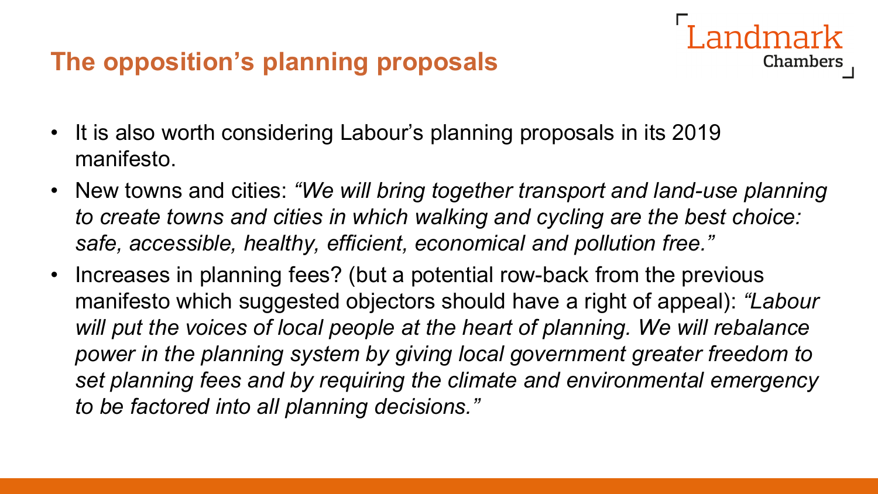## The opposition's planning proposals

- It is also worth considering Labour's planning proposals in its 2019 manifesto.
- New towns and cities: *"We will bring together transport and land-use planning to create towns and cities in which walking and cycling are the best choice: safe, accessible, healthy, efficient, economical and pollution free."*
- Increases in planning fees? (but a potential row-back from the previous manifesto which suggested objectors should have a right of appeal): *"Labour will put the voices of local people at the heart of planning. We will rebalance power in the planning system by giving local government greater freedom to set planning fees and by requiring the climate and environmental emergency to be factored into all planning decisions."*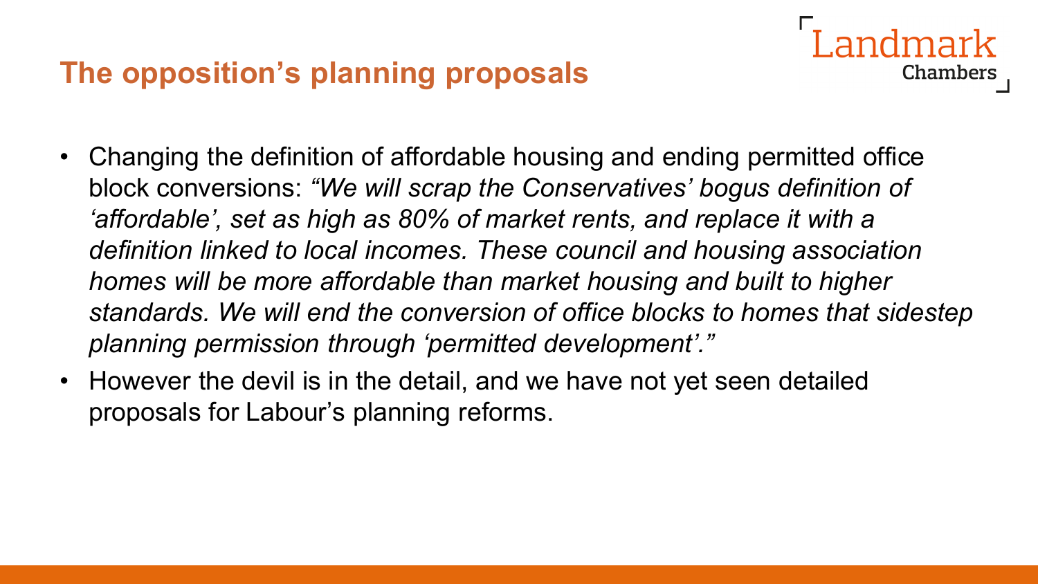## The opposition's planning proposals

- Changing the definition of affordable housing and ending permitted office block conversions: *"We will scrap the Conservatives' bogus definition of 'affordable', set as high as 80% of market rents, and replace it with a definition linked to local incomes. These council and housing association homes will be more affordable than market housing and built to higher standards. We will end the conversion of office blocks to homes that sidestep planning permission through 'permitted development'."*
- However the devil is in the detail, and we have not yet seen detailed proposals for Labour's planning reforms.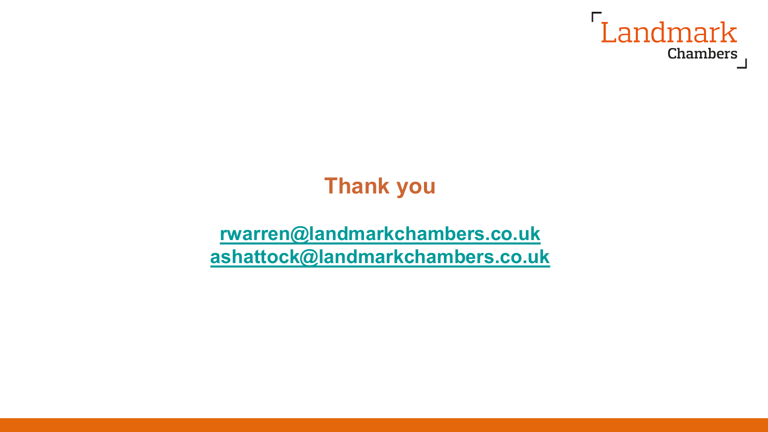Landmark Chambers

**Thank you**

rwarren@landmarkchambers.co.uk
ashattock@landmarkchambers.co.uk